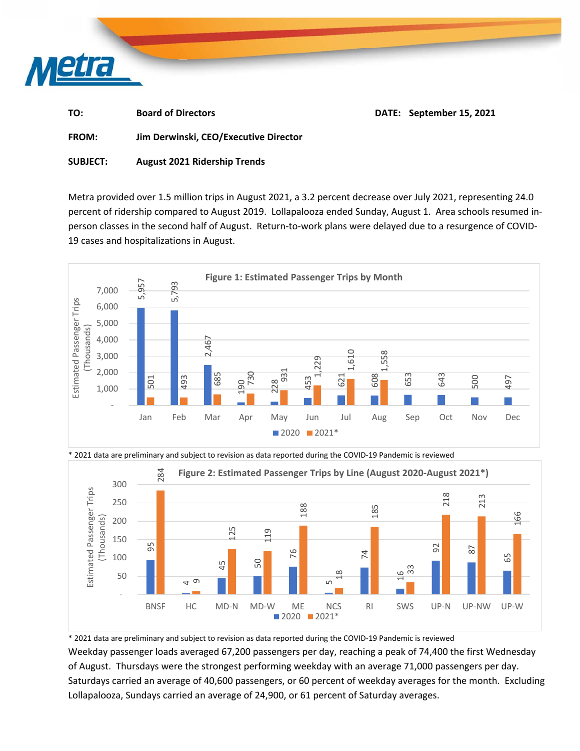**TO:** **Board of Directors** **DATE: September 15, 2021**

**FROM:** **Jim Derwinski, CEO/Executive Director**

**SUBJECT:** **August 2021 Ridership Trends**

Metra provided over 1.5 million trips in August 2021, a 3.2 percent decrease over July 2021, representing 24.0 percent of ridership compared to August 2019. Lollapalooza ended Sunday, August 1. Area schools resumed in-person classes in the second half of August. Return-to-work plans were delayed due to a resurgence of COVID-19 cases and hospitalizations in August.

**Figure 1: Estimated Passenger Trips by Month**

Estimated Passenger Trips (Thousands)

| Month | 2020 | 2021* |
|---|---|---|
| Jan | 5,957 | 501 |
| Feb | 5,793 | 493 |
| Mar | 2,467 | 685 |
| Apr | 190 | 730 |
| May | 228 | 931 |
| Jun | 453 | 1,229 |
| Jul | 621 | 1,610 |
| Aug | 608 | 1,558 |
| Sep | 653 | |
| Oct | 643 | |
| Nov | 500 | |
| Dec | 497 | |

\* 2021 data are preliminary and subject to revision as data reported during the COVID-19 Pandemic is reviewed

**Figure 2: Estimated Passenger Trips by Line (August 2020-August 2021*)**

Estimated Passenger Trips (Thousands)

| Line | 2020 | 2021* |
|---|---|---|
| BNSF | 95 | 284 |
| HC | 4 | 9 |
| MD-N | 45 | 125 |
| MD-W | 50 | 119 |
| ME | 76 | 188 |
| NCS | 5 | 18 |
| RI | 74 | 185 |
| SWS | 16 | 33 |
| UP-N | 92 | 218 |
| UP-NW | 87 | 213 |
| UP-W | 65 | 166 |

\* 2021 data are preliminary and subject to revision as data reported during the COVID-19 Pandemic is reviewed

Weekday passenger loads averaged 67,200 passengers per day, reaching a peak of 74,400 the first Wednesday of August. Thursdays were the strongest performing weekday with an average 71,000 passengers per day. Saturdays carried an average of 40,600 passengers, or 60 percent of weekday averages for the month. Excluding Lollapalooza, Sundays carried an average of 24,900, or 61 percent of Saturday averages.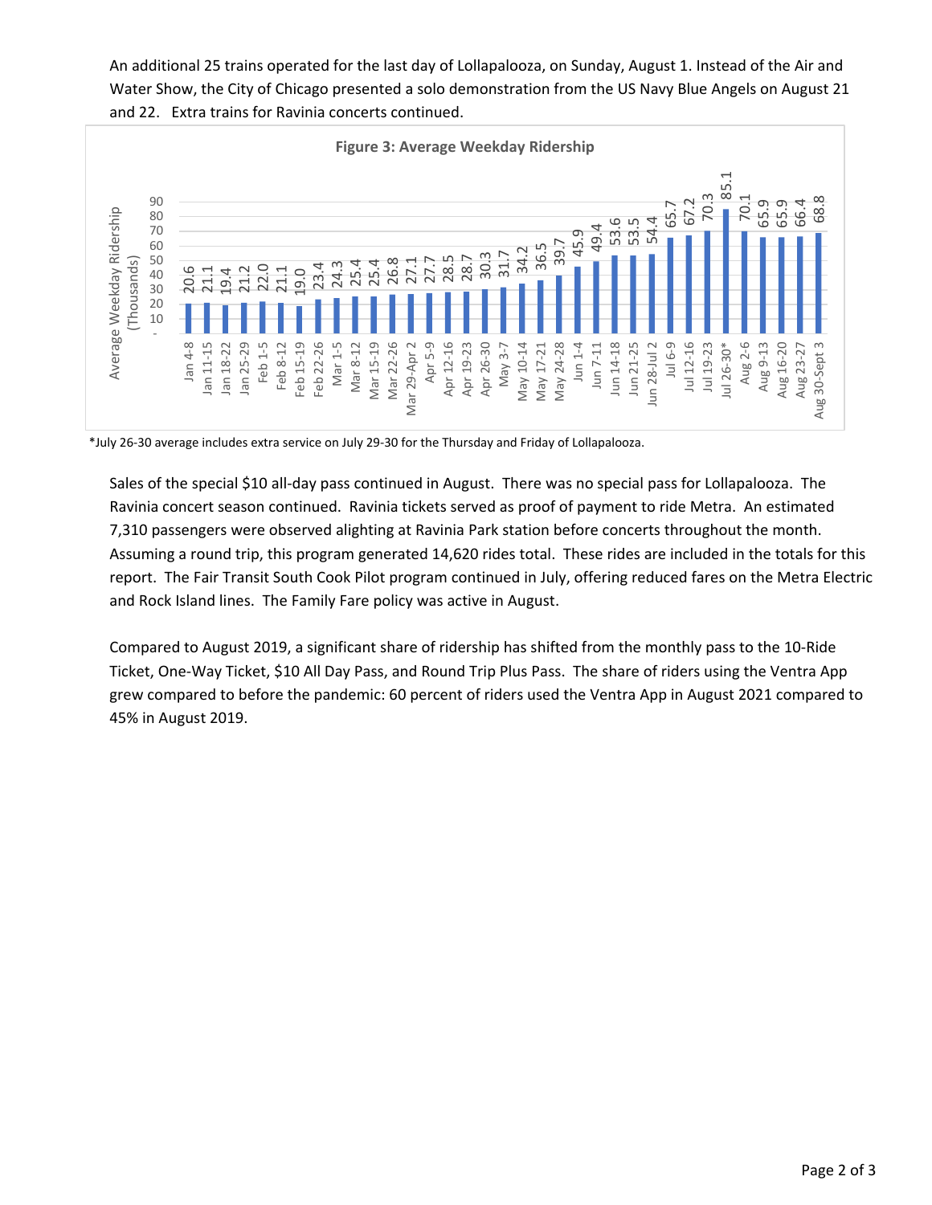An additional 25 trains operated for the last day of Lollapalooza, on Sunday, August 1. Instead of the Air and Water Show, the City of Chicago presented a solo demonstration from the US Navy Blue Angels on August 21 and 22. Extra trains for Ravinia concerts continued.

**Figure 3: Average Weekday Ridership**

| Week | Average Weekday Ridership (Thousands) |
|---|---|
| Jan 4-8 | 20.6 |
| Jan 11-15 | 21.1 |
| Jan 18-22 | 19.4 |
| Jan 25-29 | 21.2 |
| Feb 1-5 | 22.0 |
| Feb 8-12 | 21.1 |
| Feb 15-19 | 19.0 |
| Feb 22-26 | 23.4 |
| Mar 1-5 | 24.3 |
| Mar 8-12 | 25.4 |
| Mar 15-19 | 25.4 |
| Mar 22-26 | 26.8 |
| Mar 29-Apr 2 | 27.1 |
| Apr 5-9 | 27.7 |
| Apr 12-16 | 28.5 |
| Apr 19-23 | 28.7 |
| Apr 26-30 | 30.3 |
| May 3-7 | 31.7 |
| May 10-14 | 34.2 |
| May 17-21 | 36.5 |
| May 24-28 | 39.7 |
| Jun 1-4 | 45.9 |
| Jun 7-11 | 49.4 |
| Jun 14-18 | 53.6 |
| Jun 21-25 | 53.5 |
| Jun 28-Jul 2 | 54.4 |
| Jul 6-9 | 65.7 |
| Jul 12-16 | 67.2 |
| Jul 19-23 | 70.3 |
| Jul 26-30* | 85.1 |
| Aug 2-6 | 70.1 |
| Aug 9-13 | 65.9 |
| Aug 16-20 | 65.9 |
| Aug 23-27 | 66.4 |
| Aug 30-Sept 3 | 68.8 |

*July 26-30 average includes extra service on July 29-30 for the Thursday and Friday of Lollapalooza.

Sales of the special $10 all-day pass continued in August. There was no special pass for Lollapalooza. The Ravinia concert season continued. Ravinia tickets served as proof of payment to ride Metra. An estimated 7,310 passengers were observed alighting at Ravinia Park station before concerts throughout the month. Assuming a round trip, this program generated 14,620 rides total. These rides are included in the totals for this report. The Fair Transit South Cook Pilot program continued in July, offering reduced fares on the Metra Electric and Rock Island lines. The Family Fare policy was active in August.

Compared to August 2019, a significant share of ridership has shifted from the monthly pass to the 10-Ride Ticket, One-Way Ticket, $10 All Day Pass, and Round Trip Plus Pass. The share of riders using the Ventra App grew compared to before the pandemic: 60 percent of riders used the Ventra App in August 2021 compared to 45% in August 2019.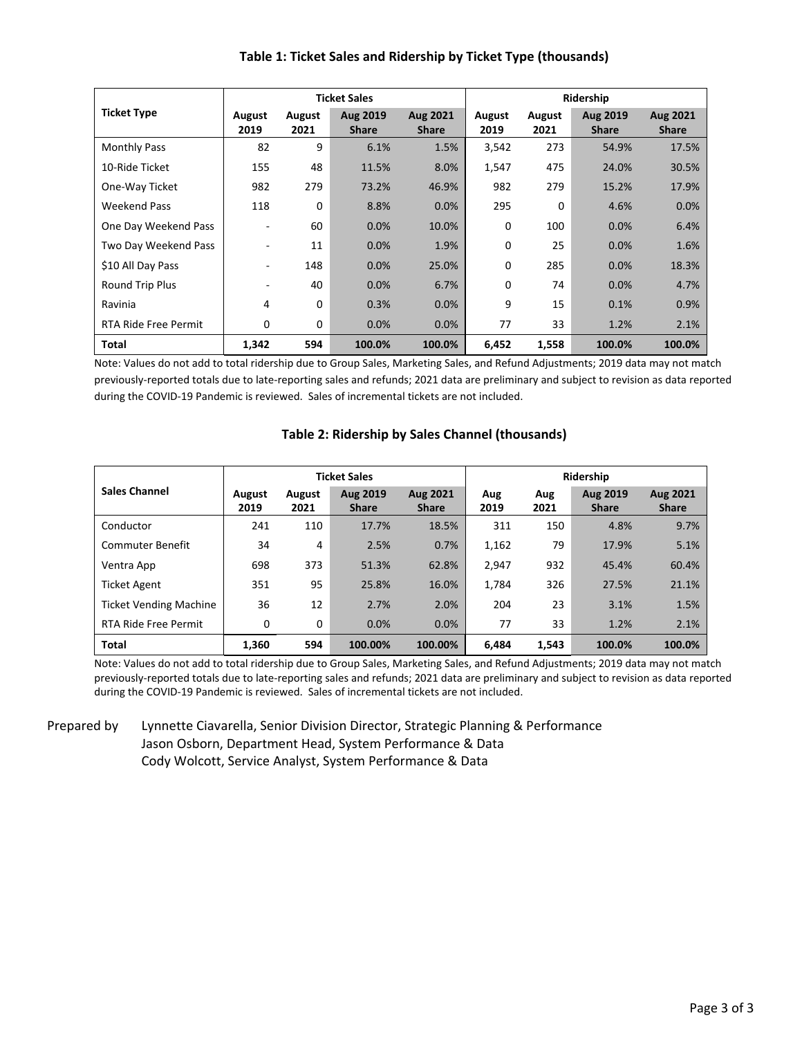**Table 1: Ticket Sales and Ridership by Ticket Type (thousands)**

| Ticket Type | Ticket Sales | | | | Ridership | | | |
|---|---|---|---|---|---|---|---|---|
| | August 2019 | August 2021 | Aug 2019 Share | Aug 2021 Share | August 2019 | August 2021 | Aug 2019 Share | Aug 2021 Share |
| Monthly Pass | 82 | 9 | 6.1% | 1.5% | 3,542 | 273 | 54.9% | 17.5% |
| 10-Ride Ticket | 155 | 48 | 11.5% | 8.0% | 1,547 | 475 | 24.0% | 30.5% |
| One-Way Ticket | 982 | 279 | 73.2% | 46.9% | 982 | 279 | 15.2% | 17.9% |
| Weekend Pass | 118 | 0 | 8.8% | 0.0% | 295 | 0 | 4.6% | 0.0% |
| One Day Weekend Pass | - | 60 | 0.0% | 10.0% | 0 | 100 | 0.0% | 6.4% |
| Two Day Weekend Pass | - | 11 | 0.0% | 1.9% | 0 | 25 | 0.0% | 1.6% |
| $10 All Day Pass | - | 148 | 0.0% | 25.0% | 0 | 285 | 0.0% | 18.3% |
| Round Trip Plus | - | 40 | 0.0% | 6.7% | 0 | 74 | 0.0% | 4.7% |
| Ravinia | 4 | 0 | 0.3% | 0.0% | 9 | 15 | 0.1% | 0.9% |
| RTA Ride Free Permit | 0 | 0 | 0.0% | 0.0% | 77 | 33 | 1.2% | 2.1% |
| **Total** | **1,342** | **594** | **100.0%** | **100.0%** | **6,452** | **1,558** | **100.0%** | **100.0%** |

Note: Values do not add to total ridership due to Group Sales, Marketing Sales, and Refund Adjustments; 2019 data may not match previously-reported totals due to late-reporting sales and refunds; 2021 data are preliminary and subject to revision as data reported during the COVID-19 Pandemic is reviewed. Sales of incremental tickets are not included.

**Table 2: Ridership by Sales Channel (thousands)**

| Sales Channel | Ticket Sales | | | | Ridership | | | |
|---|---|---|---|---|---|---|---|---|
| | August 2019 | August 2021 | Aug 2019 Share | Aug 2021 Share | Aug 2019 | Aug 2021 | Aug 2019 Share | Aug 2021 Share |
| Conductor | 241 | 110 | 17.7% | 18.5% | 311 | 150 | 4.8% | 9.7% |
| Commuter Benefit | 34 | 4 | 2.5% | 0.7% | 1,162 | 79 | 17.9% | 5.1% |
| Ventra App | 698 | 373 | 51.3% | 62.8% | 2,947 | 932 | 45.4% | 60.4% |
| Ticket Agent | 351 | 95 | 25.8% | 16.0% | 1,784 | 326 | 27.5% | 21.1% |
| Ticket Vending Machine | 36 | 12 | 2.7% | 2.0% | 204 | 23 | 3.1% | 1.5% |
| RTA Ride Free Permit | 0 | 0 | 0.0% | 0.0% | 77 | 33 | 1.2% | 2.1% |
| **Total** | **1,360** | **594** | **100.00%** | **100.00%** | **6,484** | **1,543** | **100.0%** | **100.0%** |

Note: Values do not add to total ridership due to Group Sales, Marketing Sales, and Refund Adjustments; 2019 data may not match previously-reported totals due to late-reporting sales and refunds; 2021 data are preliminary and subject to revision as data reported during the COVID-19 Pandemic is reviewed. Sales of incremental tickets are not included.

Prepared by
Lynnette Ciavarella, Senior Division Director, Strategic Planning & Performance
Jason Osborn, Department Head, System Performance & Data
Cody Wolcott, Service Analyst, System Performance & Data